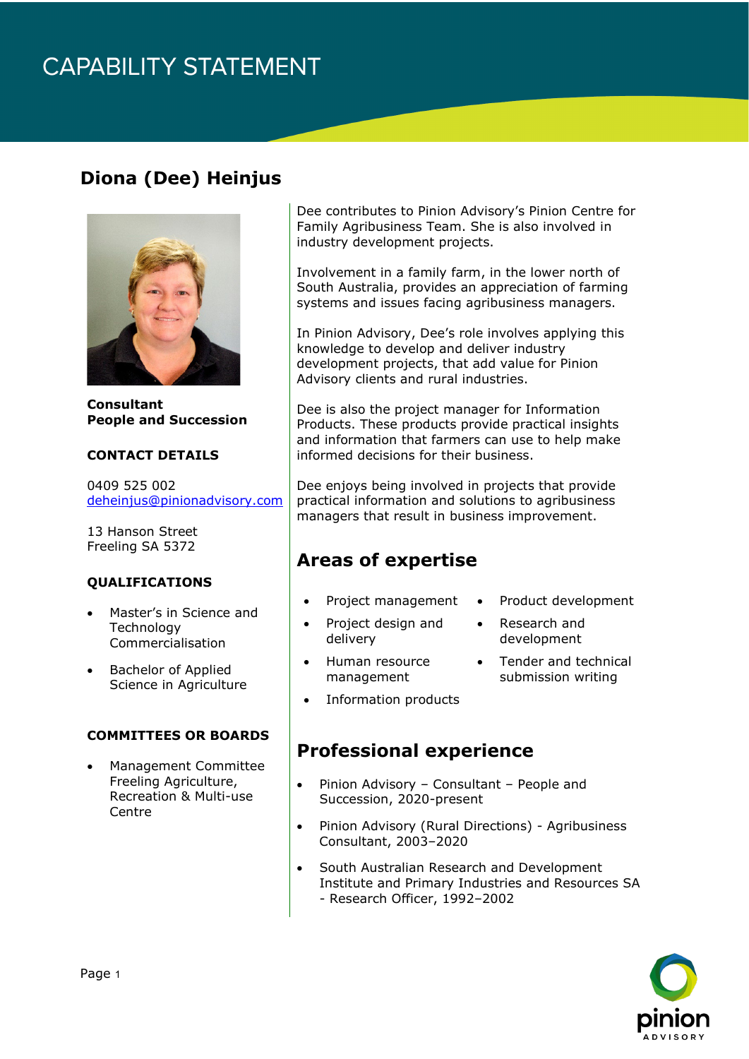# CAPABILITY STATEMENT

## Diona (Dee) Heinjus

**Consultant**
**People and Succession**

**CONTACT DETAILS**

0409 525 002
deheinjus@pinionadvisory.com

13 Hanson Street
Freeling SA 5372

**QUALIFICATIONS**

- Master's in Science and Technology Commercialisation
- Bachelor of Applied Science in Agriculture

**COMMITTEES OR BOARDS**

- Management Committee Freeling Agriculture, Recreation & Multi-use Centre

Dee contributes to Pinion Advisory's Pinion Centre for Family Agribusiness Team. She is also involved in industry development projects.

Involvement in a family farm, in the lower north of South Australia, provides an appreciation of farming systems and issues facing agribusiness managers.

In Pinion Advisory, Dee's role involves applying this knowledge to develop and deliver industry development projects, that add value for Pinion Advisory clients and rural industries.

Dee is also the project manager for Information Products. These products provide practical insights and information that farmers can use to help make informed decisions for their business.

Dee enjoys being involved in projects that provide practical information and solutions to agribusiness managers that result in business improvement.

## Areas of expertise

- Project management
- Project design and delivery
- Human resource management
- Information products
- Product development
- Research and development
- Tender and technical submission writing

## Professional experience

- Pinion Advisory – Consultant – People and Succession, 2020-present
- Pinion Advisory (Rural Directions) - Agribusiness Consultant, 2003–2020
- South Australian Research and Development Institute and Primary Industries and Resources SA - Research Officer, 1992–2002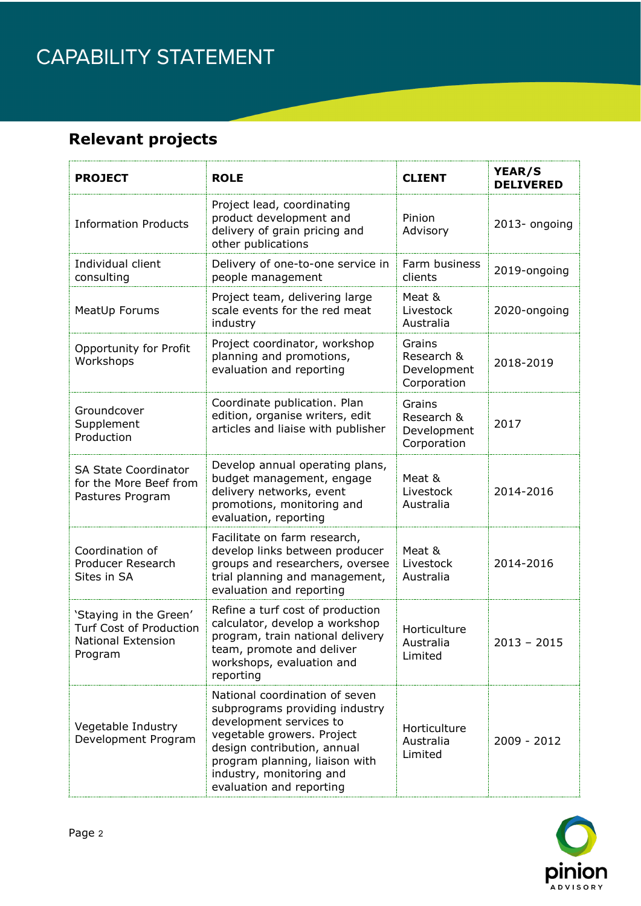# CAPABILITY STATEMENT

## Relevant projects

| PROJECT | ROLE | CLIENT | YEAR/S DELIVERED |
|---|---|---|---|
| Information Products | Project lead, coordinating product development and delivery of grain pricing and other publications | Pinion Advisory | 2013- ongoing |
| Individual client consulting | Delivery of one-to-one service in people management | Farm business clients | 2019-ongoing |
| MeatUp Forums | Project team, delivering large scale events for the red meat industry | Meat & Livestock Australia | 2020-ongoing |
| Opportunity for Profit Workshops | Project coordinator, workshop planning and promotions, evaluation and reporting | Grains Research & Development Corporation | 2018-2019 |
| Groundcover Supplement Production | Coordinate publication. Plan edition, organise writers, edit articles and liaise with publisher | Grains Research & Development Corporation | 2017 |
| SA State Coordinator for the More Beef from Pastures Program | Develop annual operating plans, budget management, engage delivery networks, event promotions, monitoring and evaluation, reporting | Meat & Livestock Australia | 2014-2016 |
| Coordination of Producer Research Sites in SA | Facilitate on farm research, develop links between producer groups and researchers, oversee trial planning and management, evaluation and reporting | Meat & Livestock Australia | 2014-2016 |
| 'Staying in the Green' Turf Cost of Production National Extension Program | Refine a turf cost of production calculator, develop a workshop program, train national delivery team, promote and deliver workshops, evaluation and reporting | Horticulture Australia Limited | 2013 – 2015 |
| Vegetable Industry Development Program | National coordination of seven subprograms providing industry development services to vegetable growers. Project design contribution, annual program planning, liaison with industry, monitoring and evaluation and reporting | Horticulture Australia Limited | 2009 - 2012 |

pinion ADVISORY